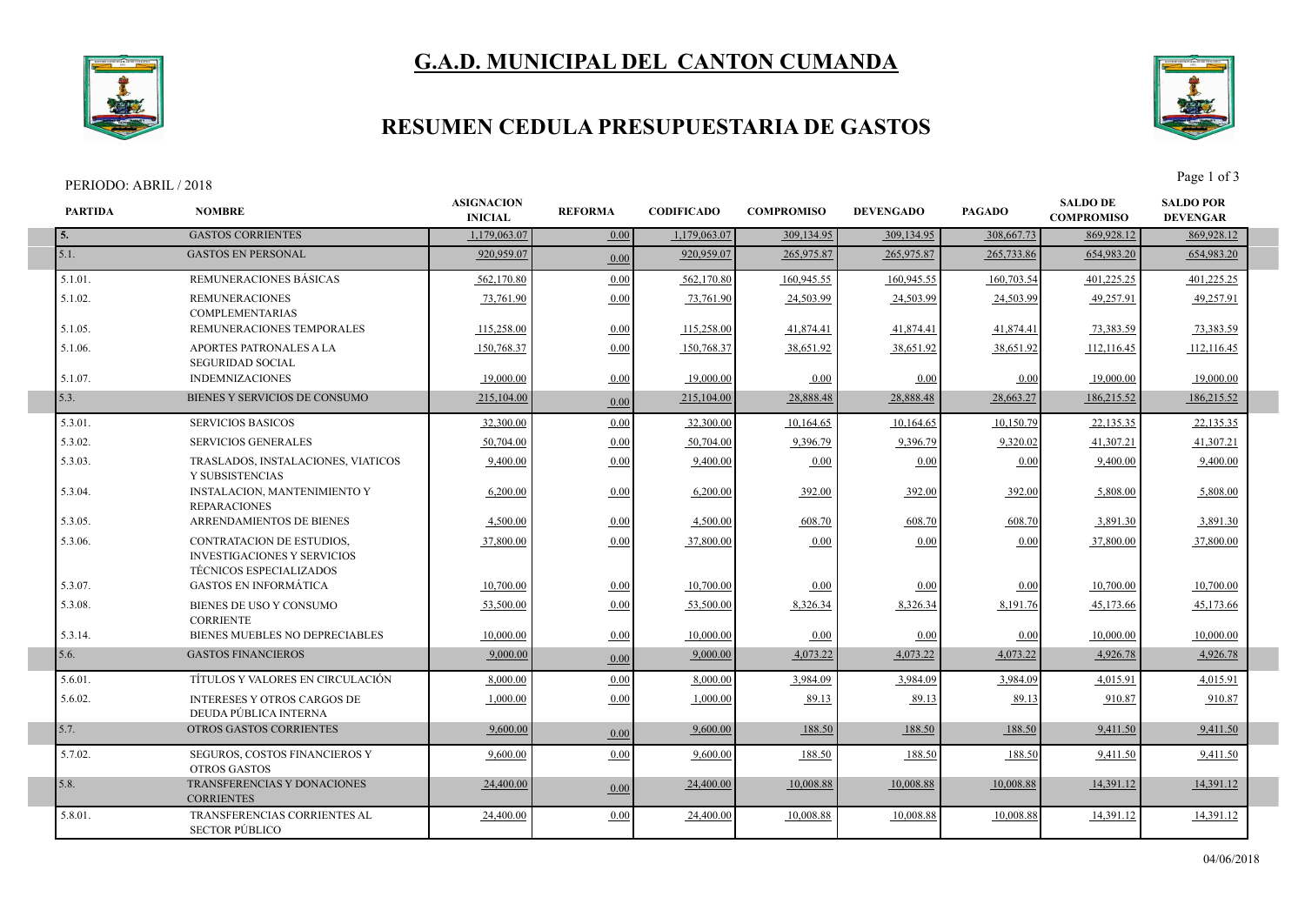# G.A.D. MUNICIPAL DEL CANTON CUMANDA

## RESUMEN CEDULA PRESUPUESTARIA DE GASTOS

PERIODO: ABRIL / 2018

| PARTIDA | NOMBRE | ASIGNACION INICIAL | REFORMA | CODIFICADO | COMPROMISO | DEVENGADO | PAGADO | SALDO DE COMPROMISO | SALDO POR DEVENGAR |
|---|---|---|---|---|---|---|---|---|---|
| 5. | GASTOS CORRIENTES | 1,179,063.07 | 0.00 | 1,179,063.07 | 309,134.95 | 309,134.95 | 308,667.73 | 869,928.12 | 869,928.12 |
| 5.1. | GASTOS EN PERSONAL | 920,959.07 | 0.00 | 920,959.07 | 265,975.87 | 265,975.87 | 265,733.86 | 654,983.20 | 654,983.20 |
| 5.1.01. | REMUNERACIONES BÁSICAS | 562,170.80 | 0.00 | 562,170.80 | 160,945.55 | 160,945.55 | 160,703.54 | 401,225.25 | 401,225.25 |
| 5.1.02. | REMUNERACIONES COMPLEMENTARIAS | 73,761.90 | 0.00 | 73,761.90 | 24,503.99 | 24,503.99 | 24,503.99 | 49,257.91 | 49,257.91 |
| 5.1.05. | REMUNERACIONES TEMPORALES | 115,258.00 | 0.00 | 115,258.00 | 41,874.41 | 41,874.41 | 41,874.41 | 73,383.59 | 73,383.59 |
| 5.1.06. | APORTES PATRONALES A LA SEGURIDAD SOCIAL | 150,768.37 | 0.00 | 150,768.37 | 38,651.92 | 38,651.92 | 38,651.92 | 112,116.45 | 112,116.45 |
| 5.1.07. | INDEMNIZACIONES | 19,000.00 | 0.00 | 19,000.00 | 0.00 | 0.00 | 0.00 | 19,000.00 | 19,000.00 |
| 5.3. | BIENES Y SERVICIOS DE CONSUMO | 215,104.00 | 0.00 | 215,104.00 | 28,888.48 | 28,888.48 | 28,663.27 | 186,215.52 | 186,215.52 |
| 5.3.01. | SERVICIOS BASICOS | 32,300.00 | 0.00 | 32,300.00 | 10,164.65 | 10,164.65 | 10,150.79 | 22,135.35 | 22,135.35 |
| 5.3.02. | SERVICIOS GENERALES | 50,704.00 | 0.00 | 50,704.00 | 9,396.79 | 9,396.79 | 9,320.02 | 41,307.21 | 41,307.21 |
| 5.3.03. | TRASLADOS, INSTALACIONES, VIATICOS Y SUBSISTENCIAS | 9,400.00 | 0.00 | 9,400.00 | 0.00 | 0.00 | 0.00 | 9,400.00 | 9,400.00 |
| 5.3.04. | INSTALACION, MANTENIMIENTO Y REPARACIONES | 6,200.00 | 0.00 | 6,200.00 | 392.00 | 392.00 | 392.00 | 5,808.00 | 5,808.00 |
| 5.3.05. | ARRENDAMIENTOS DE BIENES | 4,500.00 | 0.00 | 4,500.00 | 608.70 | 608.70 | 608.70 | 3,891.30 | 3,891.30 |
| 5.3.06. | CONTRATACION DE ESTUDIOS, INVESTIGACIONES Y SERVICIOS TÉCNICOS ESPECIALIZADOS | 37,800.00 | 0.00 | 37,800.00 | 0.00 | 0.00 | 0.00 | 37,800.00 | 37,800.00 |
| 5.3.07. | GASTOS EN INFORMÁTICA | 10,700.00 | 0.00 | 10,700.00 | 0.00 | 0.00 | 0.00 | 10,700.00 | 10,700.00 |
| 5.3.08. | BIENES DE USO Y CONSUMO CORRIENTE | 53,500.00 | 0.00 | 53,500.00 | 8,326.34 | 8,326.34 | 8,191.76 | 45,173.66 | 45,173.66 |
| 5.3.14. | BIENES MUEBLES NO DEPRECIABLES | 10,000.00 | 0.00 | 10,000.00 | 0.00 | 0.00 | 0.00 | 10,000.00 | 10,000.00 |
| 5.6. | GASTOS FINANCIEROS | 9,000.00 | 0.00 | 9,000.00 | 4,073.22 | 4,073.22 | 4,073.22 | 4,926.78 | 4,926.78 |
| 5.6.01. | TÍTULOS Y VALORES EN CIRCULACIÓN | 8,000.00 | 0.00 | 8,000.00 | 3,984.09 | 3,984.09 | 3,984.09 | 4,015.91 | 4,015.91 |
| 5.6.02. | INTERESES Y OTROS CARGOS DE DEUDA PÚBLICA INTERNA | 1,000.00 | 0.00 | 1,000.00 | 89.13 | 89.13 | 89.13 | 910.87 | 910.87 |
| 5.7. | OTROS GASTOS CORRIENTES | 9,600.00 | 0.00 | 9,600.00 | 188.50 | 188.50 | 188.50 | 9,411.50 | 9,411.50 |
| 5.7.02. | SEGUROS, COSTOS FINANCIEROS Y OTROS GASTOS | 9,600.00 | 0.00 | 9,600.00 | 188.50 | 188.50 | 188.50 | 9,411.50 | 9,411.50 |
| 5.8. | TRANSFERENCIAS Y DONACIONES CORRIENTES | 24,400.00 | 0.00 | 24,400.00 | 10,008.88 | 10,008.88 | 10,008.88 | 14,391.12 | 14,391.12 |
| 5.8.01. | TRANSFERENCIAS CORRIENTES AL SECTOR PÚBLICO | 24,400.00 | 0.00 | 24,400.00 | 10,008.88 | 10,008.88 | 10,008.88 | 14,391.12 | 14,391.12 |

04/06/2018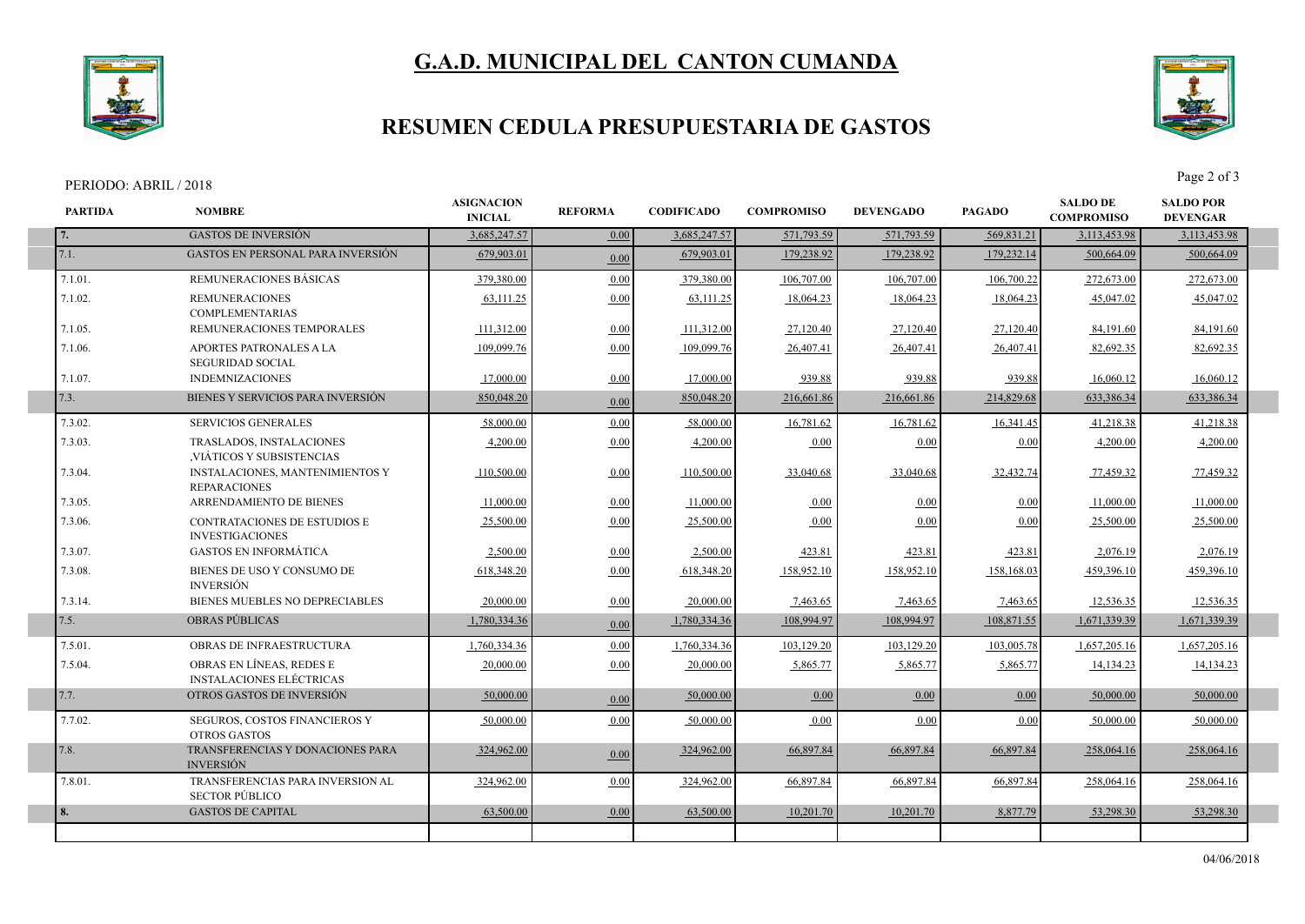# G.A.D. MUNICIPAL DEL CANTON CUMANDA

## RESUMEN CEDULA PRESUPUESTARIA DE GASTOS

PERIODO: ABRIL / 2018

| PARTIDA | NOMBRE | ASIGNACION INICIAL | REFORMA | CODIFICADO | COMPROMISO | DEVENGADO | PAGADO | SALDO DE COMPROMISO | SALDO POR DEVENGAR |
|---|---|---|---|---|---|---|---|---|---|
| 7. | GASTOS DE INVERSIÓN | 3,685,247.57 | 0.00 | 3,685,247.57 | 571,793.59 | 571,793.59 | 569,831.21 | 3,113,453.98 | 3,113,453.98 |
| 7.1. | GASTOS EN PERSONAL PARA INVERSIÓN | 679,903.01 | 0.00 | 679,903.01 | 179,238.92 | 179,238.92 | 179,232.14 | 500,664.09 | 500,664.09 |
| 7.1.01. | REMUNERACIONES BÁSICAS | 379,380.00 | 0.00 | 379,380.00 | 106,707.00 | 106,707.00 | 106,700.22 | 272,673.00 | 272,673.00 |
| 7.1.02. | REMUNERACIONES COMPLEMENTARIAS | 63,111.25 | 0.00 | 63,111.25 | 18,064.23 | 18,064.23 | 18,064.23 | 45,047.02 | 45,047.02 |
| 7.1.05. | REMUNERACIONES TEMPORALES | 111,312.00 | 0.00 | 111,312.00 | 27,120.40 | 27,120.40 | 27,120.40 | 84,191.60 | 84,191.60 |
| 7.1.06. | APORTES PATRONALES A LA SEGURIDAD SOCIAL | 109,099.76 | 0.00 | 109,099.76 | 26,407.41 | 26,407.41 | 26,407.41 | 82,692.35 | 82,692.35 |
| 7.1.07. | INDEMNIZACIONES | 17,000.00 | 0.00 | 17,000.00 | 939.88 | 939.88 | 939.88 | 16,060.12 | 16,060.12 |
| 7.3. | BIENES Y SERVICIOS PARA INVERSIÓN | 850,048.20 | 0.00 | 850,048.20 | 216,661.86 | 216,661.86 | 214,829.68 | 633,386.34 | 633,386.34 |
| 7.3.02. | SERVICIOS GENERALES | 58,000.00 | 0.00 | 58,000.00 | 16,781.62 | 16,781.62 | 16,341.45 | 41,218.38 | 41,218.38 |
| 7.3.03. | TRASLADOS, INSTALACIONES ,VIÁTICOS Y SUBSISTENCIAS | 4,200.00 | 0.00 | 4,200.00 | 0.00 | 0.00 | 0.00 | 4,200.00 | 4,200.00 |
| 7.3.04. | INSTALACIONES, MANTENIMIENTOS Y REPARACIONES | 110,500.00 | 0.00 | 110,500.00 | 33,040.68 | 33,040.68 | 32,432.74 | 77,459.32 | 77,459.32 |
| 7.3.05. | ARRENDAMIENTO DE BIENES | 11,000.00 | 0.00 | 11,000.00 | 0.00 | 0.00 | 0.00 | 11,000.00 | 11,000.00 |
| 7.3.06. | CONTRATACIONES DE ESTUDIOS E INVESTIGACIONES | 25,500.00 | 0.00 | 25,500.00 | 0.00 | 0.00 | 0.00 | 25,500.00 | 25,500.00 |
| 7.3.07. | GASTOS EN INFORMÁTICA | 2,500.00 | 0.00 | 2,500.00 | 423.81 | 423.81 | 423.81 | 2,076.19 | 2,076.19 |
| 7.3.08. | BIENES DE USO Y CONSUMO DE INVERSIÓN | 618,348.20 | 0.00 | 618,348.20 | 158,952.10 | 158,952.10 | 158,168.03 | 459,396.10 | 459,396.10 |
| 7.3.14. | BIENES MUEBLES NO DEPRECIABLES | 20,000.00 | 0.00 | 20,000.00 | 7,463.65 | 7,463.65 | 7,463.65 | 12,536.35 | 12,536.35 |
| 7.5. | OBRAS PÚBLICAS | 1,780,334.36 | 0.00 | 1,780,334.36 | 108,994.97 | 108,994.97 | 108,871.55 | 1,671,339.39 | 1,671,339.39 |
| 7.5.01. | OBRAS DE INFRAESTRUCTURA | 1,760,334.36 | 0.00 | 1,760,334.36 | 103,129.20 | 103,129.20 | 103,005.78 | 1,657,205.16 | 1,657,205.16 |
| 7.5.04. | OBRAS EN LÍNEAS, REDES E INSTALACIONES ELÉCTRICAS | 20,000.00 | 0.00 | 20,000.00 | 5,865.77 | 5,865.77 | 5,865.77 | 14,134.23 | 14,134.23 |
| 7.7. | OTROS GASTOS DE INVERSIÓN | 50,000.00 | 0.00 | 50,000.00 | 0.00 | 0.00 | 0.00 | 50,000.00 | 50,000.00 |
| 7.7.02. | SEGUROS, COSTOS FINANCIEROS Y OTROS GASTOS | 50,000.00 | 0.00 | 50,000.00 | 0.00 | 0.00 | 0.00 | 50,000.00 | 50,000.00 |
| 7.8. | TRANSFERENCIAS Y DONACIONES PARA INVERSIÓN | 324,962.00 | 0.00 | 324,962.00 | 66,897.84 | 66,897.84 | 66,897.84 | 258,064.16 | 258,064.16 |
| 7.8.01. | TRANSFERENCIAS PARA INVERSION AL SECTOR PÚBLICO | 324,962.00 | 0.00 | 324,962.00 | 66,897.84 | 66,897.84 | 66,897.84 | 258,064.16 | 258,064.16 |
| 8. | GASTOS DE CAPITAL | 63,500.00 | 0.00 | 63,500.00 | 10,201.70 | 10,201.70 | 8,877.79 | 53,298.30 | 53,298.30 |

04/06/2018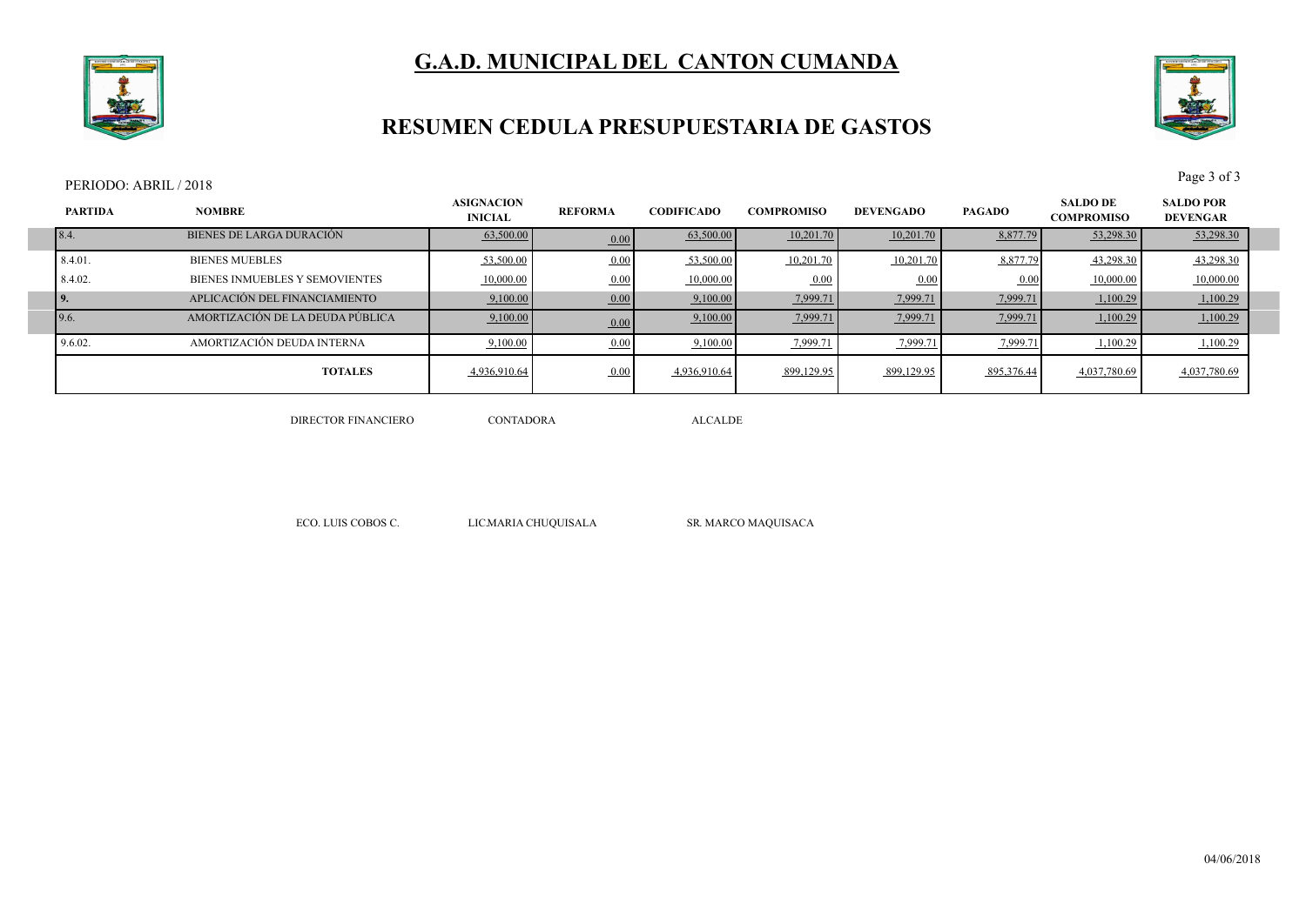# G.A.D. MUNICIPAL DEL CANTON CUMANDA

## RESUMEN CEDULA PRESUPUESTARIA DE GASTOS

PERIODO: ABRIL / 2018

| PARTIDA | NOMBRE | ASIGNACION INICIAL | REFORMA | CODIFICADO | COMPROMISO | DEVENGADO | PAGADO | SALDO DE COMPROMISO | SALDO POR DEVENGAR |
|---|---|---|---|---|---|---|---|---|---|
| 8.4. | BIENES DE LARGA DURACIÓN | 63,500.00 | 0.00 | 63,500.00 | 10,201.70 | 10,201.70 | 8,877.79 | 53,298.30 | 53,298.30 |
| 8.4.01. | BIENES MUEBLES | 53,500.00 | 0.00 | 53,500.00 | 10,201.70 | 10,201.70 | 8,877.79 | 43,298.30 | 43,298.30 |
| 8.4.02. | BIENES INMUEBLES Y SEMOVIENTES | 10,000.00 | 0.00 | 10,000.00 | 0.00 | 0.00 | 0.00 | 10,000.00 | 10,000.00 |
| 9. | APLICACIÓN DEL FINANCIAMIENTO | 9,100.00 | 0.00 | 9,100.00 | 7,999.71 | 7,999.71 | 7,999.71 | 1,100.29 | 1,100.29 |
| 9.6. | AMORTIZACIÓN DE LA DEUDA PÚBLICA | 9,100.00 | 0.00 | 9,100.00 | 7,999.71 | 7,999.71 | 7,999.71 | 1,100.29 | 1,100.29 |
| 9.6.02. | AMORTIZACIÓN DEUDA INTERNA | 9,100.00 | 0.00 | 9,100.00 | 7,999.71 | 7,999.71 | 7,999.71 | 1,100.29 | 1,100.29 |
| | **TOTALES** | 4,936,910.64 | 0.00 | 4,936,910.64 | 899,129.95 | 899,129.95 | 895,376.44 | 4,037,780.69 | 4,037,780.69 |

| DIRECTOR FINANCIERO | CONTADORA | ALCALDE |
|---|---|---|
| ECO. LUIS COBOS C. | LIC.MARIA CHUQUISALA | SR. MARCO MAQUISACA |

04/06/2018